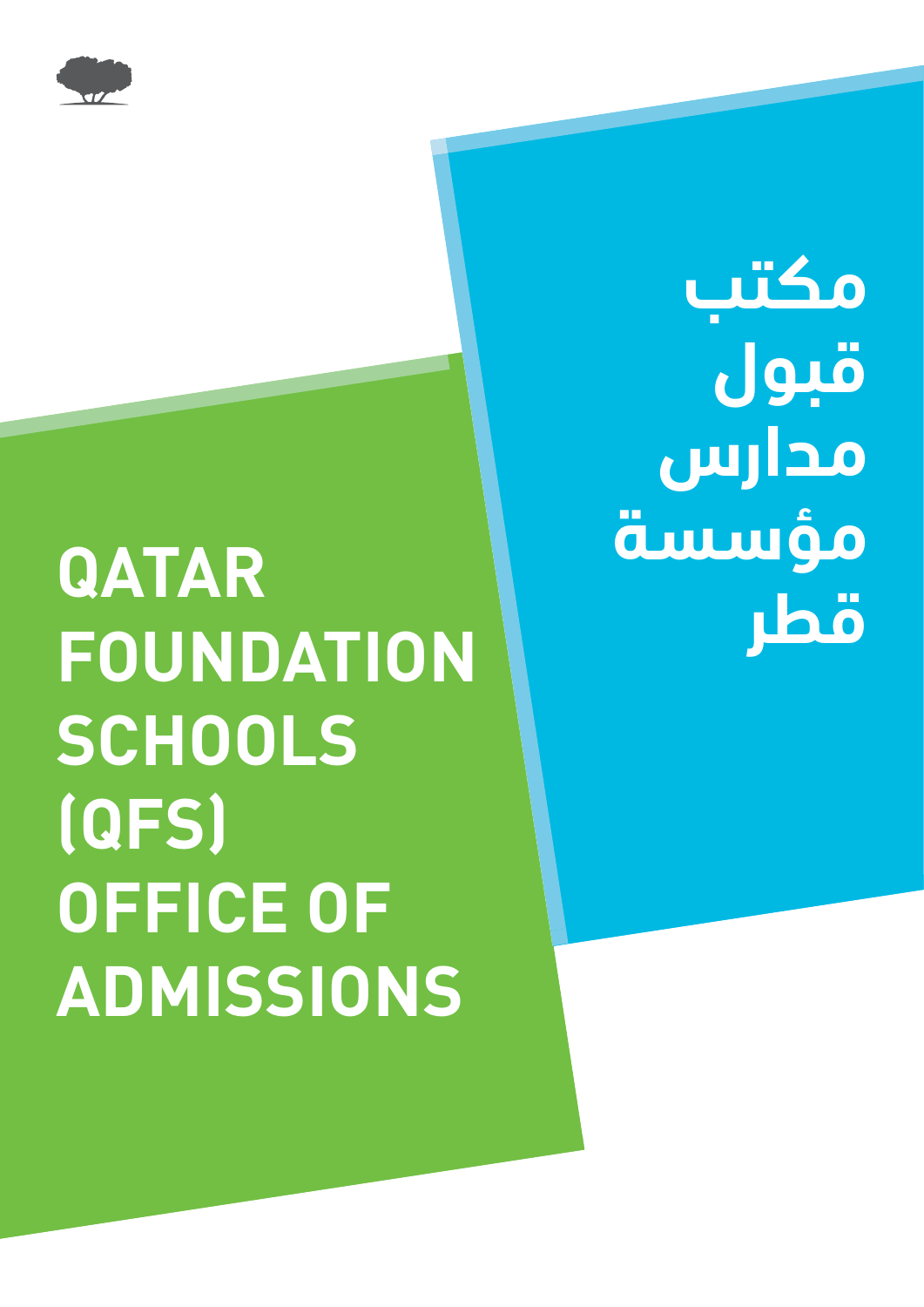# مكتب قبول مدارس مؤسسة قطر

# QATAR FOUNDATION SCHOOLS (QFS) OFFICE OF ADMISSIONS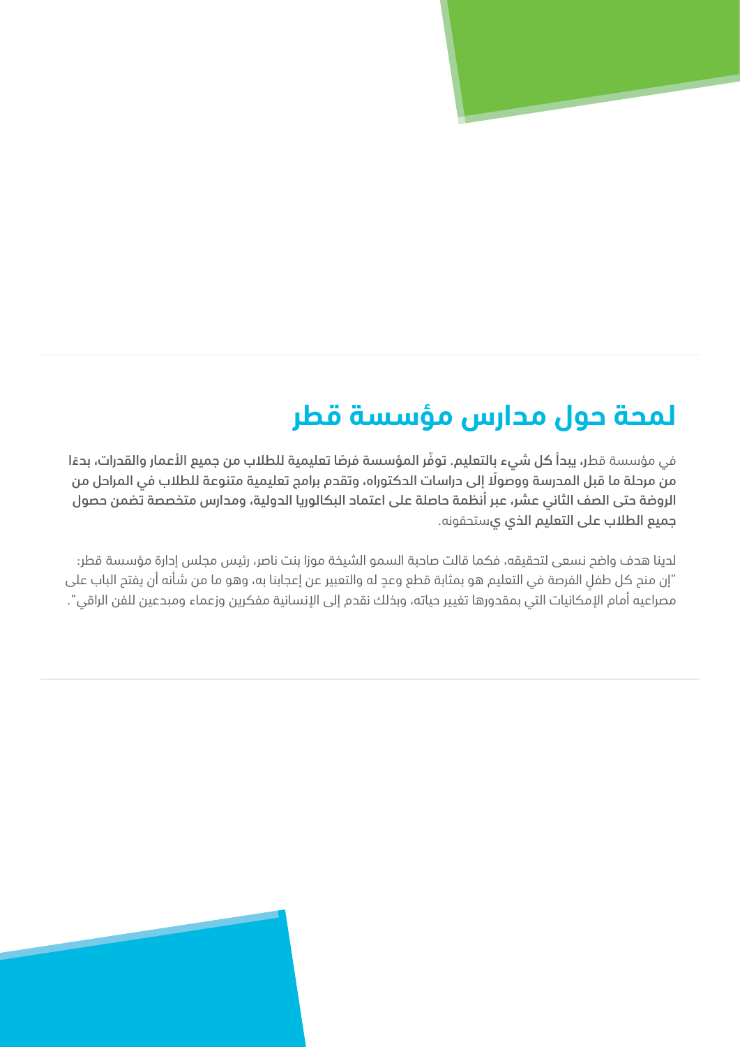# لمحة حول مدارس مؤسسة قطر

في مؤسسة قطر، **يبدأ كل شيء بالتعليم. توفّر المؤسسة فرصًا تعليمية للطلاب من جميع الأعمار والقدرات، بدءًا من مرحلة ما قبل المدرسة ووصولًا إلى دراسات الدكتوراه، وتقدم برامج تعليمية متنوعة للطلاب في المراحل من الروضة حتى الصف الثاني عشر، عبر أنظمة حاصلة على اعتماد البكالوريا الدولية، ومدارس متخصصة تضمن حصول جميع الطلاب على التعليم الذي ي**ستحقونه.

لدينا هدف واضح نسعى لتحقيقه، فكما قالت صاحبة السمو الشيخة موزا بنت ناصر، رئيس مجلس إدارة مؤسسة قطر: "إن منح كل طفلٍ الفرصة في التعليم هو بمثابة قطع وعدٍ له والتعبير عن إعجابنا به، وهو ما من شأنه أن يفتح الباب على مصراعيه أمام الإمكانيات التي بمقدورها تغيير حياته، وبذلك نقدم إلى الإنسانية مفكرين وزعماء ومبدعين للفن الراقي".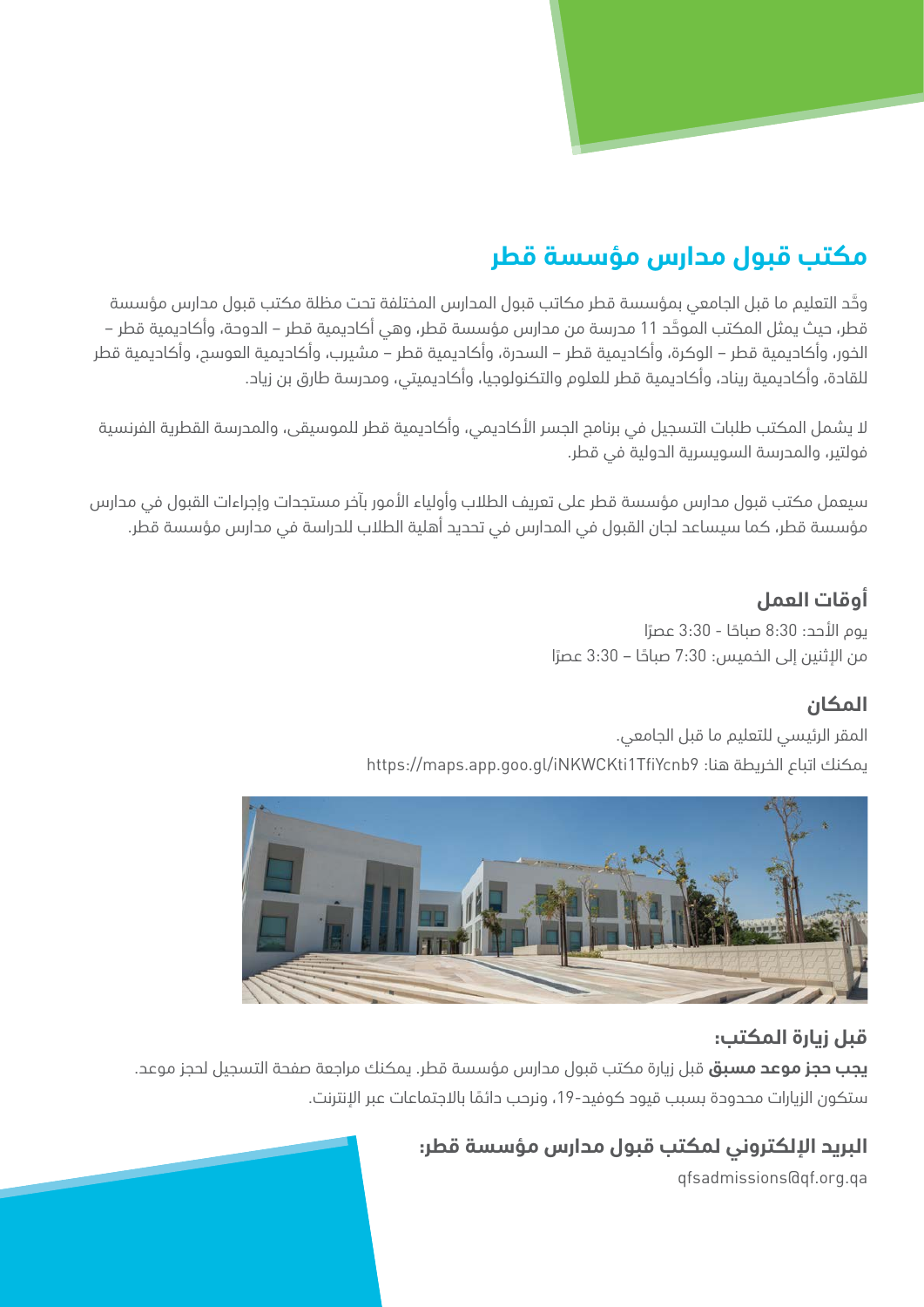## مكتب قبول مدارس مؤسسة قطر

وحَّد التعليم ما قبل الجامعي بمؤسسة قطر مكاتب قبول المدارس المختلفة تحت مظلة مكتب قبول مدارس مؤسسة قطر، حيث يمثل المكتب الموحَّد 11 مدرسة من مدارس مؤسسة قطر، وهي أكاديمية قطر – الدوحة، وأكاديمية قطر – الخور، وأكاديمية قطر – الوكرة، وأكاديمية قطر – السدرة، وأكاديمية قطر – مشيرب، وأكاديمية العوسج، وأكاديمية قطر للقادة، وأكاديمية ريناد، وأكاديمية قطر للعلوم والتكنولوجيا، وأكاديميتي، ومدرسة طارق بن زياد.

لا يشمل المكتب طلبات التسجيل في برنامج الجسر الأكاديمي، وأكاديمية قطر للموسيقى، والمدرسة القطرية الفرنسية فولتير، والمدرسة السويسرية الدولية في قطر.

سيعمل مكتب قبول مدارس مؤسسة قطر على تعريف الطلاب وأولياء الأمور بآخر مستجدات وإجراءات القبول في مدارس مؤسسة قطر، كما سيساعد لجان القبول في المدارس في تحديد أهلية الطلاب للدراسة في مدارس مؤسسة قطر.

### أوقات العمل

يوم الأحد: 8:30 صباحًا - 3:30 عصرًا

من الإثنين إلى الخميس: 7:30 صباحًا – 3:30 عصرًا

### المكان

المقر الرئيسي للتعليم ما قبل الجامعي.

يمكنك اتباع الخريطة هنا: https://maps.app.goo.gl/iNKWCKti1TfiYcnb9

### قبل زيارة المكتب:

**يجب حجز موعد مسبق** قبل زيارة مكتب قبول مدارس مؤسسة قطر. يمكنك مراجعة صفحة التسجيل لحجز موعد.

ستكون الزيارات محدودة بسبب قيود كوفيد-19، ونرحب دائمًا بالاجتماعات عبر الإنترنت.

### البريد الإلكتروني لمكتب قبول مدارس مؤسسة قطر:

qfsadmissions@qf.org.qa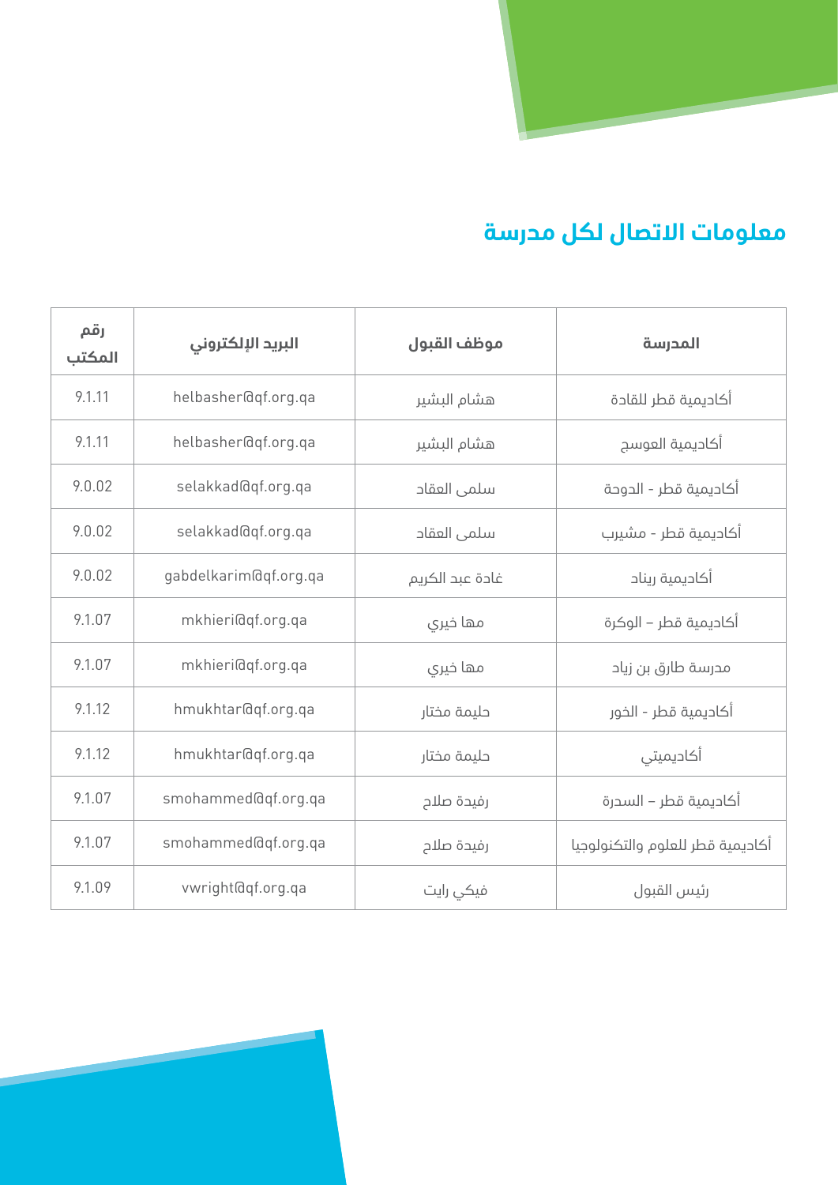## معلومات الاتصال لكل مدرسة

| المدرسة | موظف القبول | البريد الإلكتروني | رقم المكتب |
|---|---|---|---|
| أكاديمية قطر للقادة | هشام البشير | helbasher@qf.org.qa | 9.1.11 |
| أكاديمية العوسج | هشام البشير | helbasher@qf.org.qa | 9.1.11 |
| أكاديمية قطر - الدوحة | سلمى العقاد | selakkad@qf.org.qa | 9.0.02 |
| أكاديمية قطر - مشيرب | سلمى العقاد | selakkad@qf.org.qa | 9.0.02 |
| أكاديمية ريناد | غادة عبد الكريم | gabdelkarim@qf.org.qa | 9.0.02 |
| أكاديمية قطر – الوكرة | مها خيري | mkhieri@qf.org.qa | 9.1.07 |
| مدرسة طارق بن زياد | مها خيري | mkhieri@qf.org.qa | 9.1.07 |
| أكاديمية قطر - الخور | حليمة مختار | hmukhtar@qf.org.qa | 9.1.12 |
| أكاديميتي | حليمة مختار | hmukhtar@qf.org.qa | 9.1.12 |
| أكاديمية قطر – السدرة | رفيدة صلاح | smohammed@qf.org.qa | 9.1.07 |
| أكاديمية قطر للعلوم والتكنولوجيا | رفيدة صلاح | smohammed@qf.org.qa | 9.1.07 |
| رئيس القبول | فيكي رايت | vwright@qf.org.qa | 9.1.09 |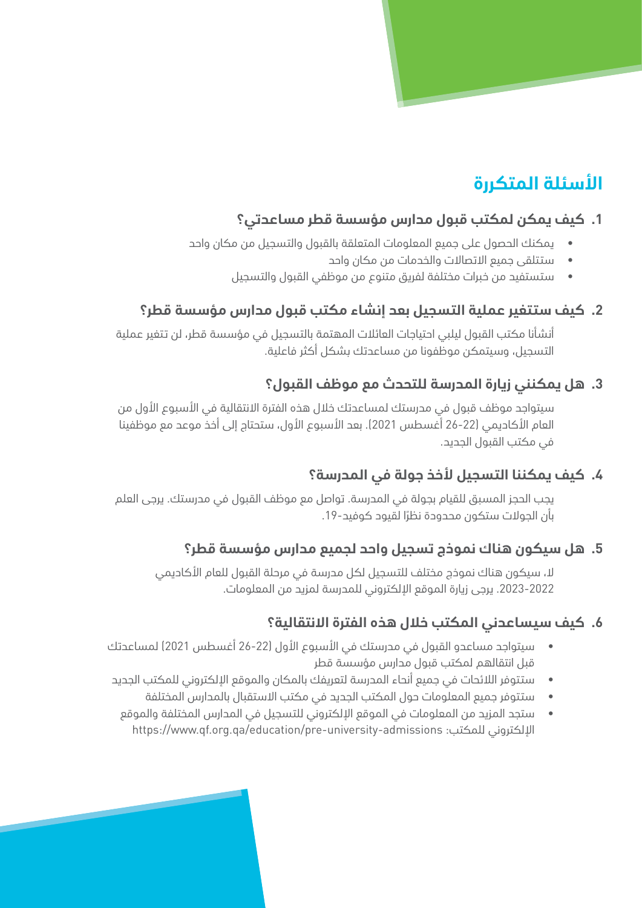# الأسئلة المتكررة

## 1. كيف يمكن لمكتب قبول مدارس مؤسسة قطر مساعدتي؟

- يمكنك الحصول على جميع المعلومات المتعلقة بالقبول والتسجيل من مكان واحد
- ستتلقى جميع الاتصالات والخدمات من مكان واحد
- ستستفيد من خبرات مختلفة لفريق متنوع من موظفي القبول والتسجيل

## 2. كيف ستتغير عملية التسجيل بعد إنشاء مكتب قبول مدارس مؤسسة قطر؟

أنشأنا مكتب القبول ليلبي احتياجات العائلات المهتمة بالتسجيل في مؤسسة قطر، لن تتغير عملية التسجيل، وسيتمكن موظفونا من مساعدتك بشكل أكثر فاعلية.

## 3. هل يمكنني زيارة المدرسة للتحدث مع موظف القبول؟

سيتواجد موظف قبول في مدرستك لمساعدتك خلال هذه الفترة الانتقالية في الأسبوع الأول من العام الأكاديمي (22-26 أغسطس 2021). بعد الأسبوع الأول، ستحتاج إلى أخذ موعد مع موظفينا في مكتب القبول الجديد.

## 4. كيف يمكننا التسجيل لأخذ جولة في المدرسة؟

يجب الحجز المسبق للقيام بجولة في المدرسة. تواصل مع موظف القبول في مدرستك. يرجى العلم بأن الجولات ستكون محدودة نظرًا لقيود كوفيد-19.

## 5. هل سيكون هناك نموذج تسجيل واحد لجميع مدارس مؤسسة قطر؟

لا، سيكون هناك نموذج مختلف للتسجيل لكل مدرسة في مرحلة القبول للعام الأكاديمي 2022-2023. يرجى زيارة الموقع الإلكتروني للمدرسة لمزيد من المعلومات.

## 6. كيف سيساعدني المكتب خلال هذه الفترة الانتقالية؟

- سيتواجد مساعدو القبول في مدرستك في الأسبوع الأول (22-26 أغسطس 2021) لمساعدتك قبل انتقالهم لمكتب قبول مدارس مؤسسة قطر
- ستتوفر اللائحات في جميع أنحاء المدرسة لتعريفك بالمكان والموقع الإلكتروني للمكتب الجديد
- ستتوفر جميع المعلومات حول المكتب الجديد في مكتب الاستقبال بالمدارس المختلفة
- ستجد المزيد من المعلومات في الموقع الإلكتروني للتسجيل في المدارس المختلفة والموقع الإلكتروني للمكتب: https://www.qf.org.qa/education/pre-university-admissions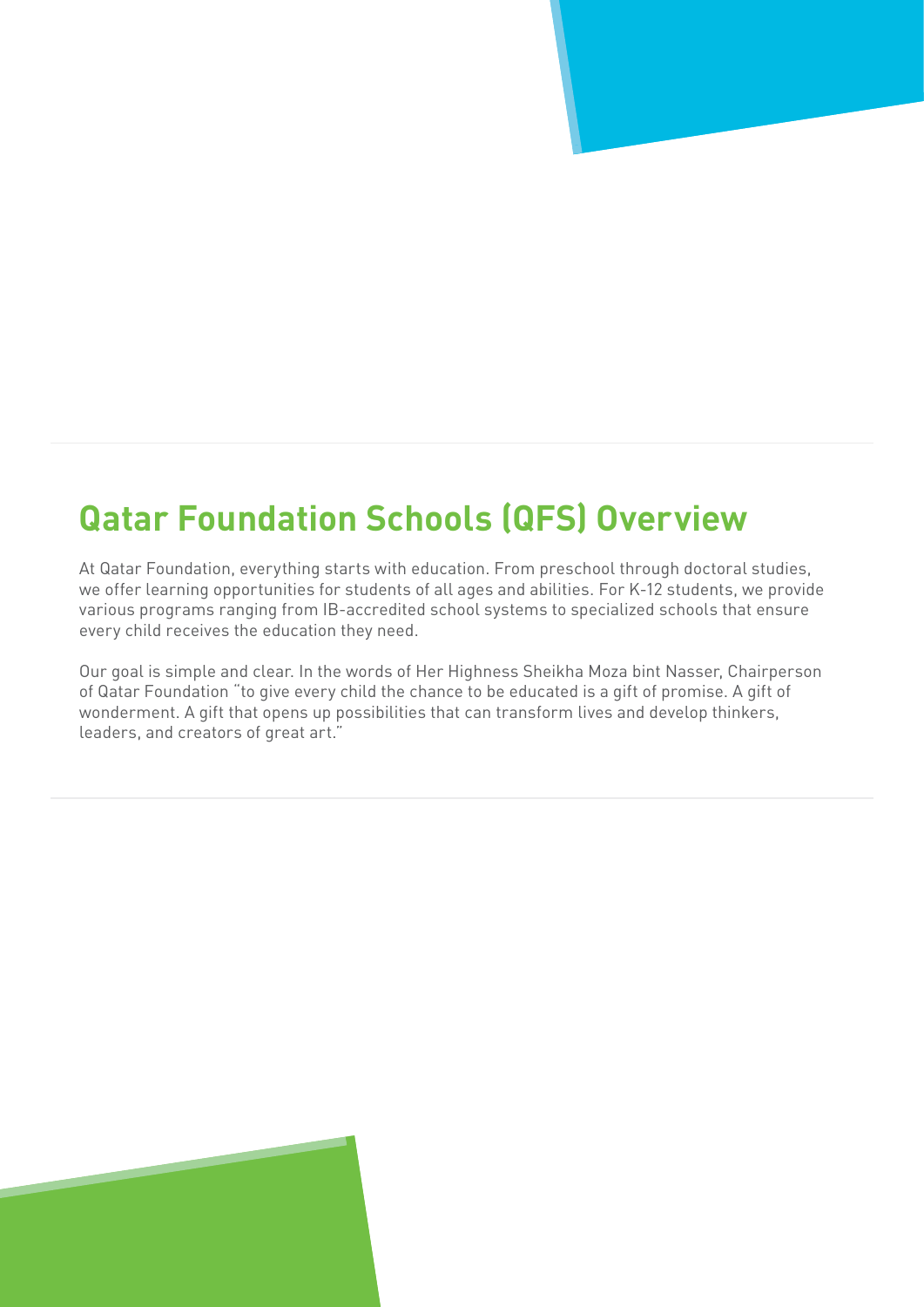## Qatar Foundation Schools (QFS) Overview

At Qatar Foundation, everything starts with education. From preschool through doctoral studies, we offer learning opportunities for students of all ages and abilities. For K-12 students, we provide various programs ranging from IB-accredited school systems to specialized schools that ensure every child receives the education they need.

Our goal is simple and clear. In the words of Her Highness Sheikha Moza bint Nasser, Chairperson of Qatar Foundation "to give every child the chance to be educated is a gift of promise. A gift of wonderment. A gift that opens up possibilities that can transform lives and develop thinkers, leaders, and creators of great art."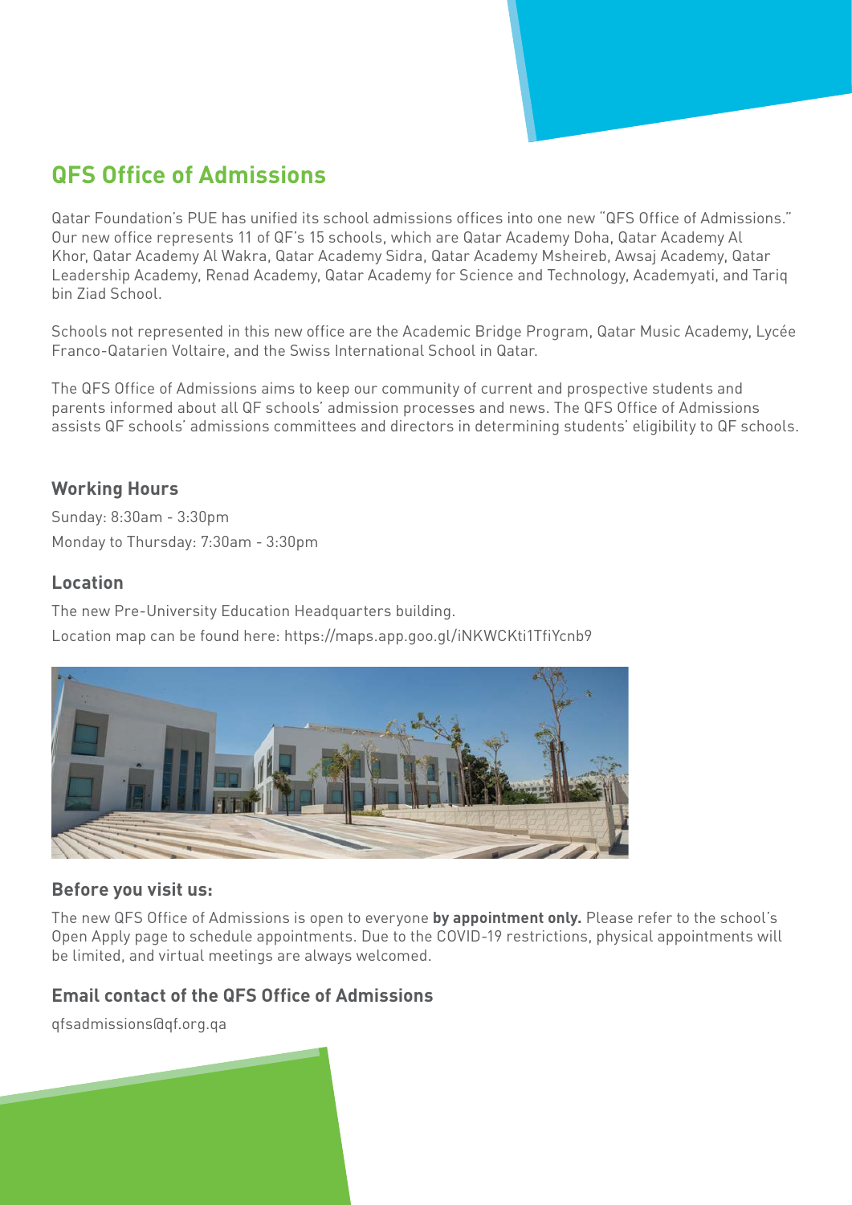## QFS Office of Admissions

Qatar Foundation's PUE has unified its school admissions offices into one new "QFS Office of Admissions." Our new office represents 11 of QF's 15 schools, which are Qatar Academy Doha, Qatar Academy Al Khor, Qatar Academy Al Wakra, Qatar Academy Sidra, Qatar Academy Msheireb, Awsaj Academy, Qatar Leadership Academy, Renad Academy, Qatar Academy for Science and Technology, Academyati, and Tariq bin Ziad School.

Schools not represented in this new office are the Academic Bridge Program, Qatar Music Academy, Lycée Franco-Qatarien Voltaire, and the Swiss International School in Qatar.

The QFS Office of Admissions aims to keep our community of current and prospective students and parents informed about all QF schools' admission processes and news. The QFS Office of Admissions assists QF schools' admissions committees and directors in determining students' eligibility to QF schools.

### Working Hours

Sunday: 8:30am - 3:30pm

Monday to Thursday: 7:30am - 3:30pm

### Location

The new Pre-University Education Headquarters building.

Location map can be found here: https://maps.app.goo.gl/iNKWCKti1TfiYcnb9

### Before you visit us:

The new QFS Office of Admissions is open to everyone **by appointment only.** Please refer to the school's Open Apply page to schedule appointments. Due to the COVID-19 restrictions, physical appointments will be limited, and virtual meetings are always welcomed.

### Email contact of the QFS Office of Admissions

qfsadmissions@qf.org.qa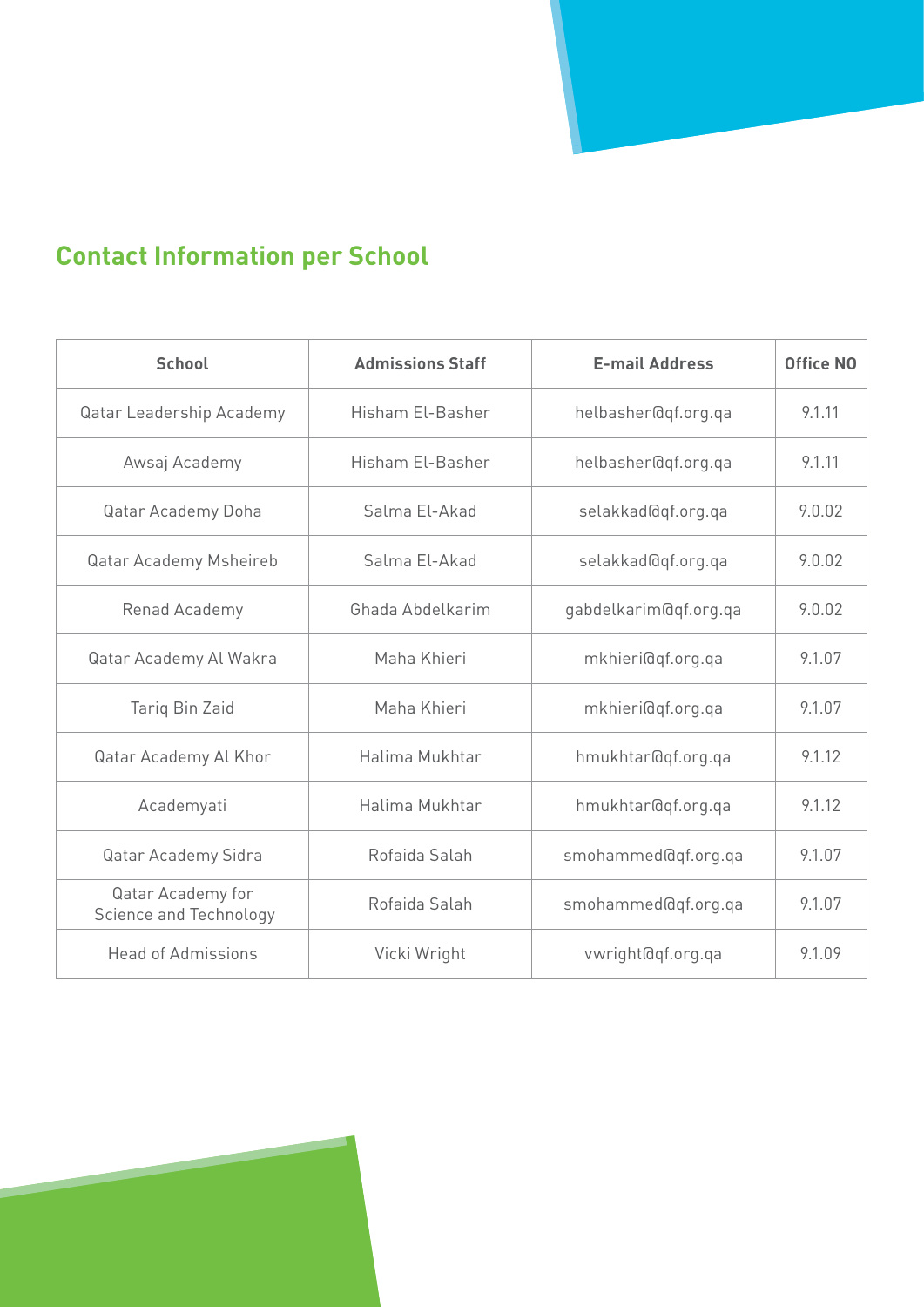## Contact Information per School

| School | Admissions Staff | E-mail Address | Office NO |
|---|---|---|---|
| Qatar Leadership Academy | Hisham El-Basher | helbasher@qf.org.qa | 9.1.11 |
| Awsaj Academy | Hisham El-Basher | helbasher@qf.org.qa | 9.1.11 |
| Qatar Academy Doha | Salma El-Akad | selakkad@qf.org.qa | 9.0.02 |
| Qatar Academy Msheireb | Salma El-Akad | selakkad@qf.org.qa | 9.0.02 |
| Renad Academy | Ghada Abdelkarim | gabdelkarim@qf.org.qa | 9.0.02 |
| Qatar Academy Al Wakra | Maha Khieri | mkhieri@qf.org.qa | 9.1.07 |
| Tariq Bin Zaid | Maha Khieri | mkhieri@qf.org.qa | 9.1.07 |
| Qatar Academy Al Khor | Halima Mukhtar | hmukhtar@qf.org.qa | 9.1.12 |
| Academyati | Halima Mukhtar | hmukhtar@qf.org.qa | 9.1.12 |
| Qatar Academy Sidra | Rofaida Salah | smohammed@qf.org.qa | 9.1.07 |
| Qatar Academy for Science and Technology | Rofaida Salah | smohammed@qf.org.qa | 9.1.07 |
| Head of Admissions | Vicki Wright | vwright@qf.org.qa | 9.1.09 |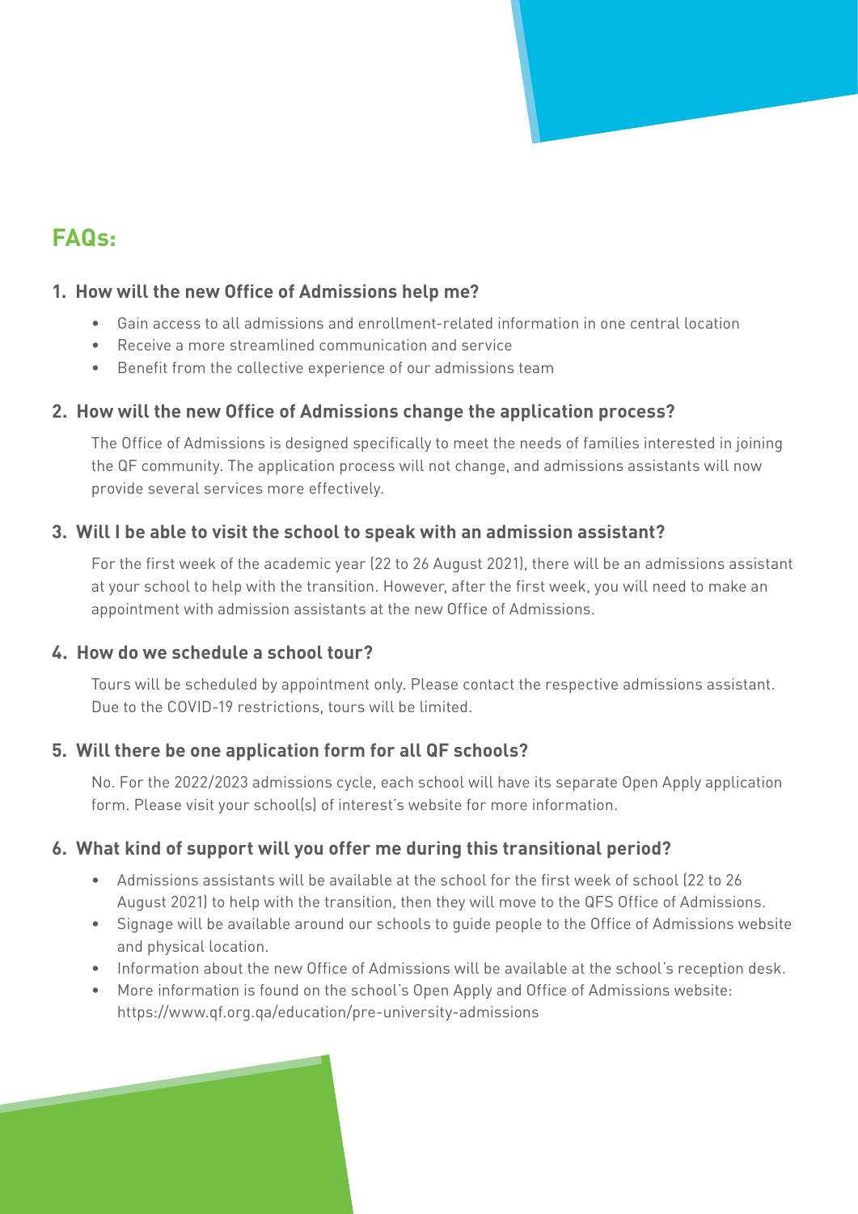## FAQs:

### 1. How will the new Office of Admissions help me?

- Gain access to all admissions and enrollment-related information in one central location
- Receive a more streamlined communication and service
- Benefit from the collective experience of our admissions team

### 2. How will the new Office of Admissions change the application process?

The Office of Admissions is designed specifically to meet the needs of families interested in joining the QF community. The application process will not change, and admissions assistants will now provide several services more effectively.

### 3. Will I be able to visit the school to speak with an admission assistant?

For the first week of the academic year (22 to 26 August 2021), there will be an admissions assistant at your school to help with the transition. However, after the first week, you will need to make an appointment with admission assistants at the new Office of Admissions.

### 4. How do we schedule a school tour?

Tours will be scheduled by appointment only. Please contact the respective admissions assistant. Due to the COVID-19 restrictions, tours will be limited.

### 5. Will there be one application form for all QF schools?

No. For the 2022/2023 admissions cycle, each school will have its separate Open Apply application form. Please visit your school(s) of interest's website for more information.

### 6. What kind of support will you offer me during this transitional period?

- Admissions assistants will be available at the school for the first week of school (22 to 26 August 2021) to help with the transition, then they will move to the QFS Office of Admissions.
- Signage will be available around our schools to guide people to the Office of Admissions website and physical location.
- Information about the new Office of Admissions will be available at the school's reception desk.
- More information is found on the school's Open Apply and Office of Admissions website: https://www.qf.org.qa/education/pre-university-admissions